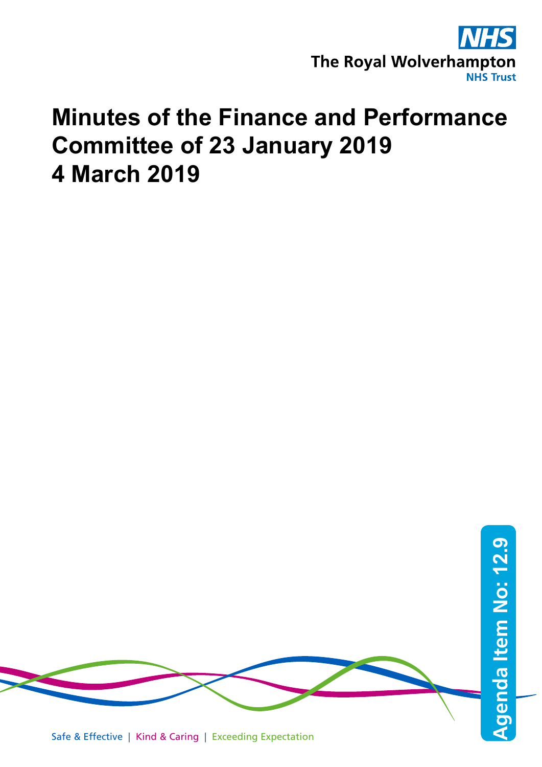The Royal Wolverhampton NHS Trust

# Minutes of the Finance and Performance Committee of 23 January 2019
# 4 March 2019

Agenda Item No: 12.9

Safe & Effective | Kind & Caring | Exceeding Expectation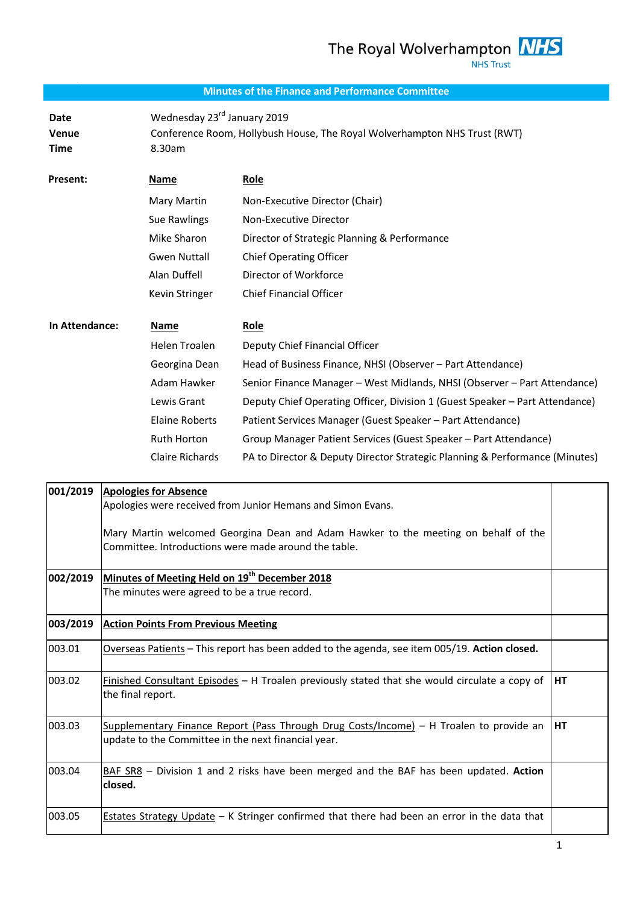The Royal Wolverhampton NHS Trust

## Minutes of the Finance and Performance Committee

| | |
|---|---|
| **Date** | Wednesday 23rd January 2019 |
| **Venue** | Conference Room, Hollybush House, The Royal Wolverhampton NHS Trust (RWT) |
| **Time** | 8.30am |

**Present:**

| Name | Role |
|---|---|
| Mary Martin | Non-Executive Director (Chair) |
| Sue Rawlings | Non-Executive Director |
| Mike Sharon | Director of Strategic Planning & Performance |
| Gwen Nuttall | Chief Operating Officer |
| Alan Duffell | Director of Workforce |
| Kevin Stringer | Chief Financial Officer |

**In Attendance:**

| Name | Role |
|---|---|
| Helen Troalen | Deputy Chief Financial Officer |
| Georgina Dean | Head of Business Finance, NHSI (Observer – Part Attendance) |
| Adam Hawker | Senior Finance Manager – West Midlands, NHSI (Observer – Part Attendance) |
| Lewis Grant | Deputy Chief Operating Officer, Division 1 (Guest Speaker – Part Attendance) |
| Elaine Roberts | Patient Services Manager (Guest Speaker – Part Attendance) |
| Ruth Horton | Group Manager Patient Services (Guest Speaker – Part Attendance) |
| Claire Richards | PA to Director & Deputy Director Strategic Planning & Performance (Minutes) |

| | | |
|---|---|---|
| **001/2019** | **Apologies for Absence**<br>Apologies were received from Junior Hemans and Simon Evans.<br><br>Mary Martin welcomed Georgina Dean and Adam Hawker to the meeting on behalf of the Committee. Introductions were made around the table. | |
| **002/2019** | **Minutes of Meeting Held on 19th December 2018**<br>The minutes were agreed to be a true record. | |
| **003/2019** | **Action Points From Previous Meeting** | |
| 003.01 | Overseas Patients – This report has been added to the agenda, see item 005/19. **Action closed.** | |
| 003.02 | Finished Consultant Episodes – H Troalen previously stated that she would circulate a copy of the final report. | **HT** |
| 003.03 | Supplementary Finance Report (Pass Through Drug Costs/Income) – H Troalen to provide an update to the Committee in the next financial year. | **HT** |
| 003.04 | BAF SR8 – Division 1 and 2 risks have been merged and the BAF has been updated. **Action closed.** | |
| 003.05 | Estates Strategy Update – K Stringer confirmed that there had been an error in the data that | |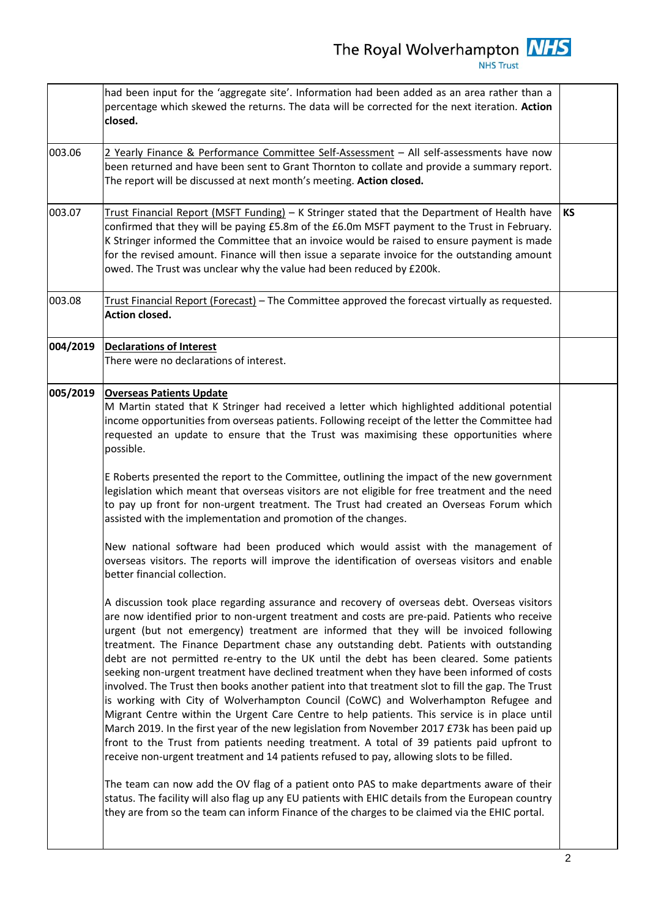| | | |
|---|---|---|
| | had been input for the 'aggregate site'. Information had been added as an area rather than a percentage which skewed the returns. The data will be corrected for the next iteration. **Action closed.** | |
| 003.06 | 2 Yearly Finance & Performance Committee Self-Assessment – All self-assessments have now been returned and have been sent to Grant Thornton to collate and provide a summary report. The report will be discussed at next month's meeting. **Action closed.** | |
| 003.07 | Trust Financial Report (MSFT Funding) – K Stringer stated that the Department of Health have confirmed that they will be paying £5.8m of the £6.0m MSFT payment to the Trust in February. K Stringer informed the Committee that an invoice would be raised to ensure payment is made for the revised amount. Finance will then issue a separate invoice for the outstanding amount owed. The Trust was unclear why the value had been reduced by £200k. | **KS** |
| 003.08 | Trust Financial Report (Forecast) – The Committee approved the forecast virtually as requested. **Action closed.** | |
| **004/2019** | **Declarations of Interest**<br>There were no declarations of interest. | |
| **005/2019** | **Overseas Patients Update**<br>M Martin stated that K Stringer had received a letter which highlighted additional potential income opportunities from overseas patients. Following receipt of the letter the Committee had requested an update to ensure that the Trust was maximising these opportunities where possible.<br><br>E Roberts presented the report to the Committee, outlining the impact of the new government legislation which meant that overseas visitors are not eligible for free treatment and the need to pay up front for non-urgent treatment. The Trust had created an Overseas Forum which assisted with the implementation and promotion of the changes.<br><br>New national software had been produced which would assist with the management of overseas visitors. The reports will improve the identification of overseas visitors and enable better financial collection.<br><br>A discussion took place regarding assurance and recovery of overseas debt. Overseas visitors are now identified prior to non-urgent treatment and costs are pre-paid. Patients who receive urgent (but not emergency) treatment are informed that they will be invoiced following treatment. The Finance Department chase any outstanding debt. Patients with outstanding debt are not permitted re-entry to the UK until the debt has been cleared. Some patients seeking non-urgent treatment have declined treatment when they have been informed of costs involved. The Trust then books another patient into that treatment slot to fill the gap. The Trust is working with City of Wolverhampton Council (CoWC) and Wolverhampton Refugee and Migrant Centre within the Urgent Care Centre to help patients. This service is in place until March 2019. In the first year of the new legislation from November 2017 £73k has been paid up front to the Trust from patients needing treatment. A total of 39 patients paid upfront to receive non-urgent treatment and 14 patients refused to pay, allowing slots to be filled.<br><br>The team can now add the OV flag of a patient onto PAS to make departments aware of their status. The facility will also flag up any EU patients with EHIC details from the European country they are from so the team can inform Finance of the charges to be claimed via the EHIC portal. | |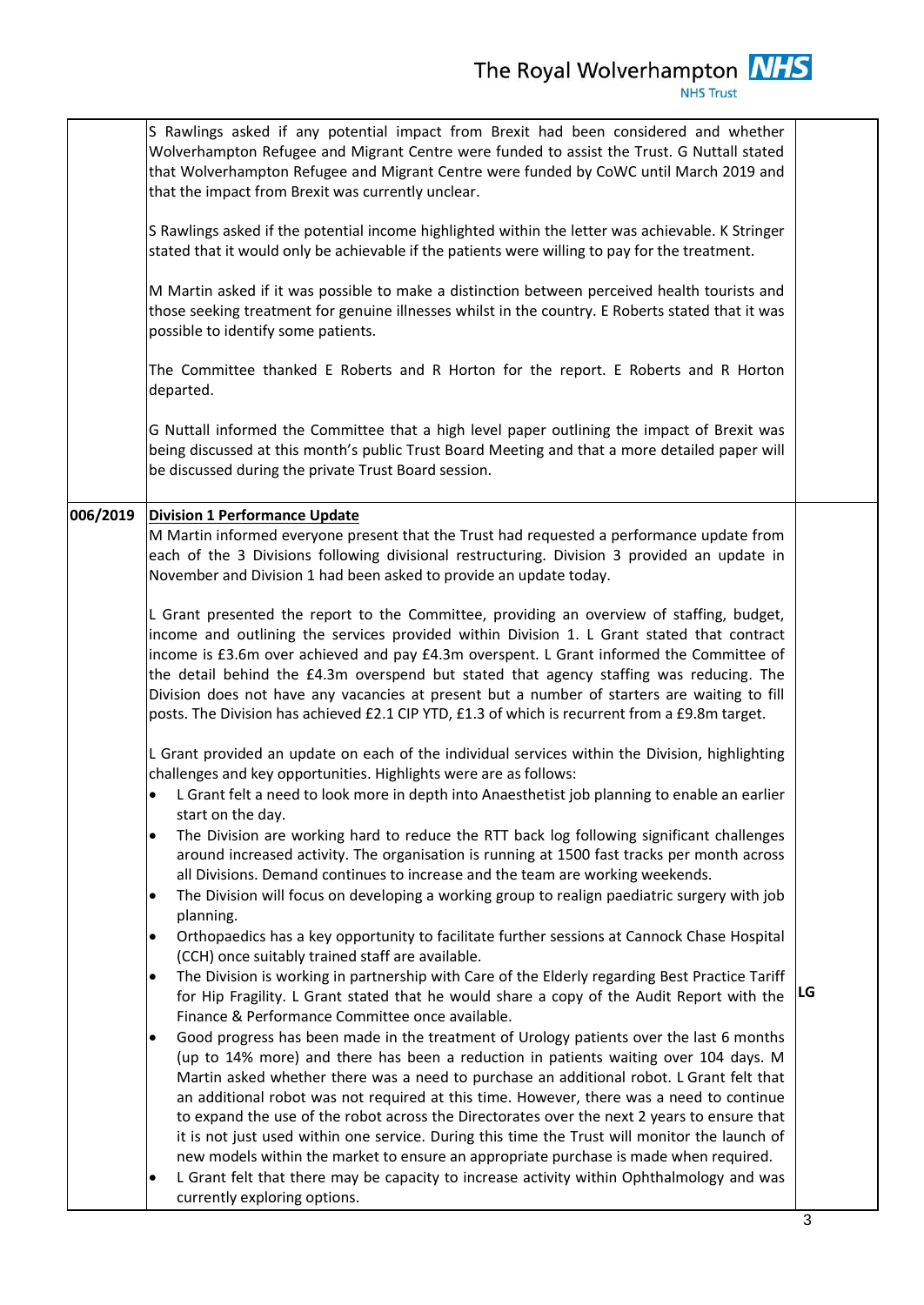| | | |
|---|---|---|
| | S Rawlings asked if any potential impact from Brexit had been considered and whether Wolverhampton Refugee and Migrant Centre were funded to assist the Trust. G Nuttall stated that Wolverhampton Refugee and Migrant Centre were funded by CoWC until March 2019 and that the impact from Brexit was currently unclear.<br><br>S Rawlings asked if the potential income highlighted within the letter was achievable. K Stringer stated that it would only be achievable if the patients were willing to pay for the treatment.<br><br>M Martin asked if it was possible to make a distinction between perceived health tourists and those seeking treatment for genuine illnesses whilst in the country. E Roberts stated that it was possible to identify some patients.<br><br>The Committee thanked E Roberts and R Horton for the report. E Roberts and R Horton departed.<br><br>G Nuttall informed the Committee that a high level paper outlining the impact of Brexit was being discussed at this month's public Trust Board Meeting and that a more detailed paper will be discussed during the private Trust Board session. | |
| **006/2019** | **Division 1 Performance Update**<br>M Martin informed everyone present that the Trust had requested a performance update from each of the 3 Divisions following divisional restructuring. Division 3 provided an update in November and Division 1 had been asked to provide an update today.<br><br>L Grant presented the report to the Committee, providing an overview of staffing, budget, income and outlining the services provided within Division 1. L Grant stated that contract income is £3.6m over achieved and pay £4.3m overspent. L Grant informed the Committee of the detail behind the £4.3m overspend but stated that agency staffing was reducing. The Division does not have any vacancies at present but a number of starters are waiting to fill posts. The Division has achieved £2.1 CIP YTD, £1.3 of which is recurrent from a £9.8m target.<br><br>L Grant provided an update on each of the individual services within the Division, highlighting challenges and key opportunities. Highlights were are as follows:<br>• L Grant felt a need to look more in depth into Anaesthetist job planning to enable an earlier start on the day.<br>• The Division are working hard to reduce the RTT back log following significant challenges around increased activity. The organisation is running at 1500 fast tracks per month across all Divisions. Demand continues to increase and the team are working weekends.<br>• The Division will focus on developing a working group to realign paediatric surgery with job planning.<br>• Orthopaedics has a key opportunity to facilitate further sessions at Cannock Chase Hospital (CCH) once suitably trained staff are available.<br>• The Division is working in partnership with Care of the Elderly regarding Best Practice Tariff for Hip Fragility. L Grant stated that he would share a copy of the Audit Report with the Finance & Performance Committee once available.<br>• Good progress has been made in the treatment of Urology patients over the last 6 months (up to 14% more) and there has been a reduction in patients waiting over 104 days. M Martin asked whether there was a need to purchase an additional robot. L Grant felt that an additional robot was not required at this time. However, there was a need to continue to expand the use of the robot across the Directorates over the next 2 years to ensure that it is not just used within one service. During this time the Trust will monitor the launch of new models within the market to ensure an appropriate purchase is made when required.<br>• L Grant felt that there may be capacity to increase activity within Ophthalmology and was currently exploring options. | **LG** |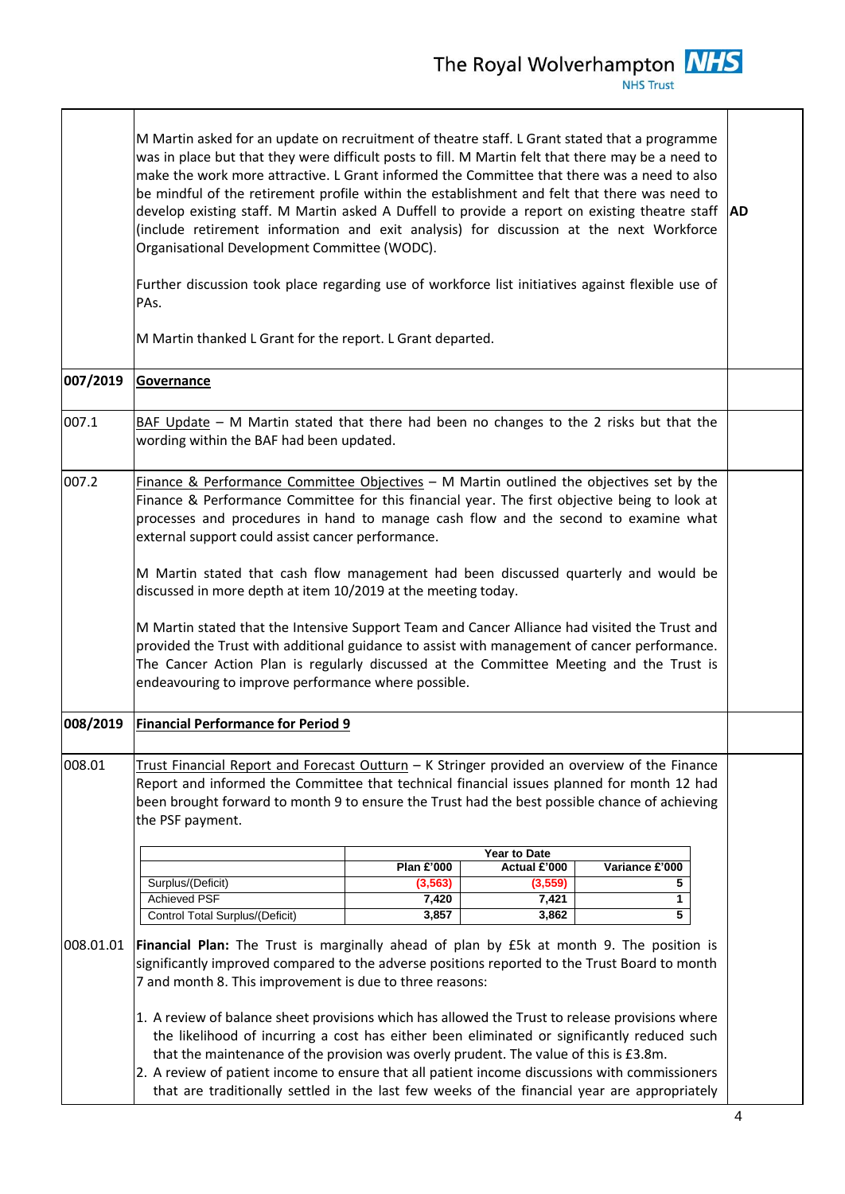| | | |
|---|---|---|
| | M Martin asked for an update on recruitment of theatre staff. L Grant stated that a programme was in place but that they were difficult posts to fill. M Martin felt that there may be a need to make the work more attractive. L Grant informed the Committee that there was a need to also be mindful of the retirement profile within the establishment and felt that there was need to develop existing staff. M Martin asked A Duffell to provide a report on existing theatre staff (include retirement information and exit analysis) for discussion at the next Workforce Organisational Development Committee (WODC).<br><br>Further discussion took place regarding use of workforce list initiatives against flexible use of PAs.<br><br>M Martin thanked L Grant for the report. L Grant departed. | **AD** |
| **007/2019** | **<u>Governance</u>** | |
| 007.1 | <u>BAF Update</u> – M Martin stated that there had been no changes to the 2 risks but that the wording within the BAF had been updated. | |
| 007.2 | <u>Finance & Performance Committee Objectives</u> – M Martin outlined the objectives set by the Finance & Performance Committee for this financial year. The first objective being to look at processes and procedures in hand to manage cash flow and the second to examine what external support could assist cancer performance.<br><br>M Martin stated that cash flow management had been discussed quarterly and would be discussed in more depth at item 10/2019 at the meeting today.<br><br>M Martin stated that the Intensive Support Team and Cancer Alliance had visited the Trust and provided the Trust with additional guidance to assist with management of cancer performance. The Cancer Action Plan is regularly discussed at the Committee Meeting and the Trust is endeavouring to improve performance where possible. | |
| **008/2019** | **<u>Financial Performance for Period 9</u>** | |
| 008.01 | <u>Trust Financial Report and Forecast Outturn</u> – K Stringer provided an overview of the Finance Report and informed the Committee that technical financial issues planned for month 12 had been brought forward to month 9 to ensure the Trust had the best possible chance of achieving the PSF payment. | |

| | Year to Date | | |
|---|---|---|---|
| | **Plan £'000** | **Actual £'000** | **Variance £'000** |
| Surplus/(Deficit) | (3,563) | (3,559) | 5 |
| Achieved PSF | 7,420 | 7,421 | 1 |
| Control Total Surplus/(Deficit) | 3,857 | 3,862 | 5 |

008.01.01 **Financial Plan:** The Trust is marginally ahead of plan by £5k at month 9. The position is significantly improved compared to the adverse positions reported to the Trust Board to month 7 and month 8. This improvement is due to three reasons:

1. A review of balance sheet provisions which has allowed the Trust to release provisions where the likelihood of incurring a cost has either been eliminated or significantly reduced such that the maintenance of the provision was overly prudent. The value of this is £3.8m.
2. A review of patient income to ensure that all patient income discussions with commissioners that are traditionally settled in the last few weeks of the financial year are appropriately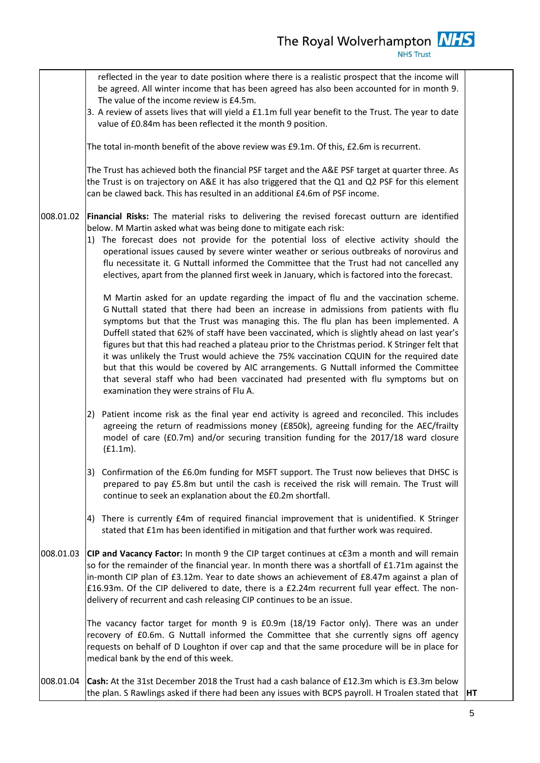| | | |
|---|---|---|
| | reflected in the year to date position where there is a realistic prospect that the income will be agreed. All winter income that has been agreed has also been accounted for in month 9. The value of the income review is £4.5m.<br>3. A review of assets lives that will yield a £1.1m full year benefit to the Trust. The year to date value of £0.84m has been reflected it the month 9 position.<br><br>The total in-month benefit of the above review was £9.1m. Of this, £2.6m is recurrent.<br><br>The Trust has achieved both the financial PSF target and the A&E PSF target at quarter three. As the Trust is on trajectory on A&E it has also triggered that the Q1 and Q2 PSF for this element can be clawed back. This has resulted in an additional £4.6m of PSF income. | |
| 008.01.02 | **Financial Risks:** The material risks to delivering the revised forecast outturn are identified below. M Martin asked what was being done to mitigate each risk:<br>1) The forecast does not provide for the potential loss of elective activity should the operational issues caused by severe winter weather or serious outbreaks of norovirus and flu necessitate it. G Nuttall informed the Committee that the Trust had not cancelled any electives, apart from the planned first week in January, which is factored into the forecast.<br><br>M Martin asked for an update regarding the impact of flu and the vaccination scheme. G Nuttall stated that there had been an increase in admissions from patients with flu symptoms but that the Trust was managing this. The flu plan has been implemented. A Duffell stated that 62% of staff have been vaccinated, which is slightly ahead on last year's figures but that this had reached a plateau prior to the Christmas period. K Stringer felt that it was unlikely the Trust would achieve the 75% vaccination CQUIN for the required date but that this would be covered by AIC arrangements. G Nuttall informed the Committee that several staff who had been vaccinated had presented with flu symptoms but on examination they were strains of Flu A.<br><br>2) Patient income risk as the final year end activity is agreed and reconciled. This includes agreeing the return of readmissions money (£850k), agreeing funding for the AEC/frailty model of care (£0.7m) and/or securing transition funding for the 2017/18 ward closure (£1.1m).<br><br>3) Confirmation of the £6.0m funding for MSFT support. The Trust now believes that DHSC is prepared to pay £5.8m but until the cash is received the risk will remain. The Trust will continue to seek an explanation about the £0.2m shortfall.<br><br>4) There is currently £4m of required financial improvement that is unidentified. K Stringer stated that £1m has been identified in mitigation and that further work was required. | |
| 008.01.03 | **CIP and Vacancy Factor:** In month 9 the CIP target continues at c£3m a month and will remain so for the remainder of the financial year. In month there was a shortfall of £1.71m against the in-month CIP plan of £3.12m. Year to date shows an achievement of £8.47m against a plan of £16.93m. Of the CIP delivered to date, there is a £2.24m recurrent full year effect. The non-delivery of recurrent and cash releasing CIP continues to be an issue.<br><br>The vacancy factor target for month 9 is £0.9m (18/19 Factor only). There was an under recovery of £0.6m. G Nuttall informed the Committee that she currently signs off agency requests on behalf of D Loughton if over cap and that the same procedure will be in place for medical bank by the end of this week. | |
| 008.01.04 | **Cash:** At the 31st December 2018 the Trust had a cash balance of £12.3m which is £3.3m below the plan. S Rawlings asked if there had been any issues with BCPS payroll. H Troalen stated that | **HT** |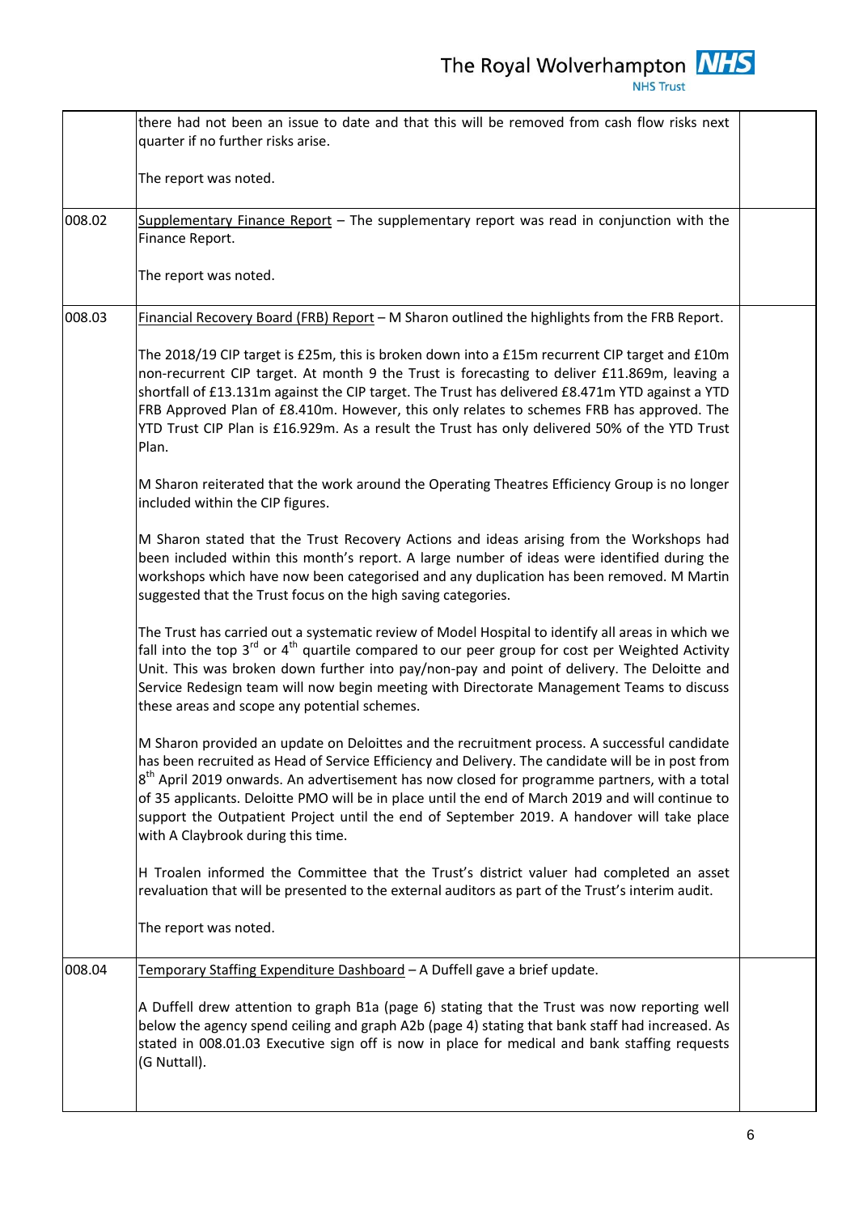| | | |
|---|---|---|
| | there had not been an issue to date and that this will be removed from cash flow risks next quarter if no further risks arise.<br><br>The report was noted. | |
| 008.02 | Supplementary Finance Report – The supplementary report was read in conjunction with the Finance Report.<br><br>The report was noted. | |
| 008.03 | Financial Recovery Board (FRB) Report – M Sharon outlined the highlights from the FRB Report.<br><br>The 2018/19 CIP target is £25m, this is broken down into a £15m recurrent CIP target and £10m non-recurrent CIP target. At month 9 the Trust is forecasting to deliver £11.869m, leaving a shortfall of £13.131m against the CIP target. The Trust has delivered £8.471m YTD against a YTD FRB Approved Plan of £8.410m. However, this only relates to schemes FRB has approved. The YTD Trust CIP Plan is £16.929m. As a result the Trust has only delivered 50% of the YTD Trust Plan.<br><br>M Sharon reiterated that the work around the Operating Theatres Efficiency Group is no longer included within the CIP figures.<br><br>M Sharon stated that the Trust Recovery Actions and ideas arising from the Workshops had been included within this month's report. A large number of ideas were identified during the workshops which have now been categorised and any duplication has been removed. M Martin suggested that the Trust focus on the high saving categories.<br><br>The Trust has carried out a systematic review of Model Hospital to identify all areas in which we fall into the top 3rd or 4th quartile compared to our peer group for cost per Weighted Activity Unit. This was broken down further into pay/non-pay and point of delivery. The Deloitte and Service Redesign team will now begin meeting with Directorate Management Teams to discuss these areas and scope any potential schemes.<br><br>M Sharon provided an update on Deloittes and the recruitment process. A successful candidate has been recruited as Head of Service Efficiency and Delivery. The candidate will be in post from 8th April 2019 onwards. An advertisement has now closed for programme partners, with a total of 35 applicants. Deloitte PMO will be in place until the end of March 2019 and will continue to support the Outpatient Project until the end of September 2019. A handover will take place with A Claybrook during this time.<br><br>H Troalen informed the Committee that the Trust's district valuer had completed an asset revaluation that will be presented to the external auditors as part of the Trust's interim audit.<br><br>The report was noted. | |
| 008.04 | Temporary Staffing Expenditure Dashboard – A Duffell gave a brief update.<br><br>A Duffell drew attention to graph B1a (page 6) stating that the Trust was now reporting well below the agency spend ceiling and graph A2b (page 4) stating that bank staff had increased. As stated in 008.01.03 Executive sign off is now in place for medical and bank staffing requests (G Nuttall). | |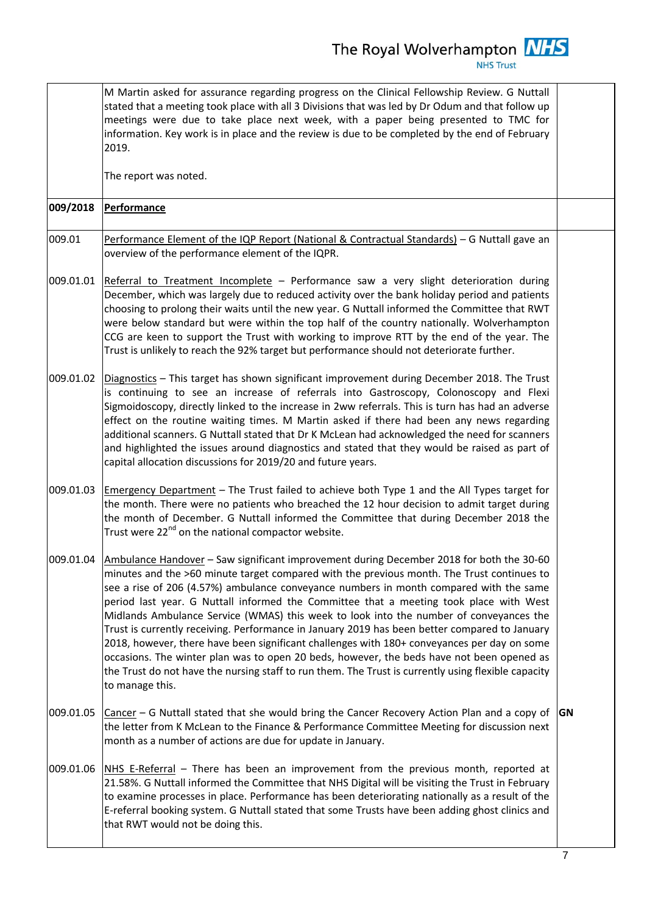| | | |
|---|---|---|
| | M Martin asked for assurance regarding progress on the Clinical Fellowship Review. G Nuttall stated that a meeting took place with all 3 Divisions that was led by Dr Odum and that follow up meetings were due to take place next week, with a paper being presented to TMC for information. Key work is in place and the review is due to be completed by the end of February 2019.<br><br>The report was noted. | |
| **009/2018** | **Performance** | |
| 009.01 | Performance Element of the IQP Report (National & Contractual Standards) – G Nuttall gave an overview of the performance element of the IQPR. | |
| 009.01.01 | Referral to Treatment Incomplete – Performance saw a very slight deterioration during December, which was largely due to reduced activity over the bank holiday period and patients choosing to prolong their waits until the new year. G Nuttall informed the Committee that RWT were below standard but were within the top half of the country nationally. Wolverhampton CCG are keen to support the Trust with working to improve RTT by the end of the year. The Trust is unlikely to reach the 92% target but performance should not deteriorate further. | |
| 009.01.02 | Diagnostics – This target has shown significant improvement during December 2018. The Trust is continuing to see an increase of referrals into Gastroscopy, Colonoscopy and Flexi Sigmoidoscopy, directly linked to the increase in 2ww referrals. This is turn has had an adverse effect on the routine waiting times. M Martin asked if there had been any news regarding additional scanners. G Nuttall stated that Dr K McLean had acknowledged the need for scanners and highlighted the issues around diagnostics and stated that they would be raised as part of capital allocation discussions for 2019/20 and future years. | |
| 009.01.03 | Emergency Department – The Trust failed to achieve both Type 1 and the All Types target for the month. There were no patients who breached the 12 hour decision to admit target during the month of December. G Nuttall informed the Committee that during December 2018 the Trust were 22nd on the national compactor website. | |
| 009.01.04 | Ambulance Handover – Saw significant improvement during December 2018 for both the 30-60 minutes and the >60 minute target compared with the previous month. The Trust continues to see a rise of 206 (4.57%) ambulance conveyance numbers in month compared with the same period last year. G Nuttall informed the Committee that a meeting took place with West Midlands Ambulance Service (WMAS) this week to look into the number of conveyances the Trust is currently receiving. Performance in January 2019 has been better compared to January 2018, however, there have been significant challenges with 180+ conveyances per day on some occasions. The winter plan was to open 20 beds, however, the beds have not been opened as the Trust do not have the nursing staff to run them. The Trust is currently using flexible capacity to manage this. | |
| 009.01.05 | Cancer – G Nuttall stated that she would bring the Cancer Recovery Action Plan and a copy of the letter from K McLean to the Finance & Performance Committee Meeting for discussion next month as a number of actions are due for update in January. | **GN** |
| 009.01.06 | NHS E-Referral – There has been an improvement from the previous month, reported at 21.58%. G Nuttall informed the Committee that NHS Digital will be visiting the Trust in February to examine processes in place. Performance has been deteriorating nationally as a result of the E-referral booking system. G Nuttall stated that some Trusts have been adding ghost clinics and that RWT would not be doing this. | |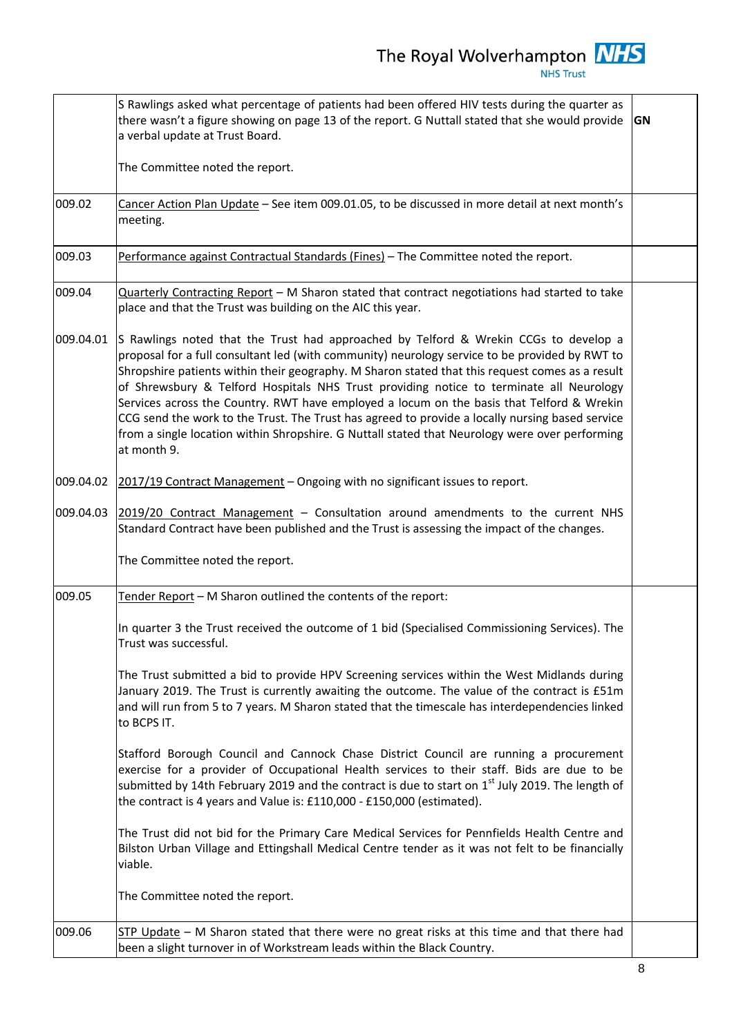| | | |
|---|---|---|
| | S Rawlings asked what percentage of patients had been offered HIV tests during the quarter as there wasn't a figure showing on page 13 of the report. G Nuttall stated that she would provide a verbal update at Trust Board.<br><br>The Committee noted the report. | **GN** |
| 009.02 | Cancer Action Plan Update – See item 009.01.05, to be discussed in more detail at next month's meeting. | |
| 009.03 | Performance against Contractual Standards (Fines) – The Committee noted the report. | |
| 009.04 | Quarterly Contracting Report – M Sharon stated that contract negotiations had started to take place and that the Trust was building on the AIC this year. | |
| 009.04.01 | S Rawlings noted that the Trust had approached by Telford & Wrekin CCGs to develop a proposal for a full consultant led (with community) neurology service to be provided by RWT to Shropshire patients within their geography. M Sharon stated that this request comes as a result of Shrewsbury & Telford Hospitals NHS Trust providing notice to terminate all Neurology Services across the Country. RWT have employed a locum on the basis that Telford & Wrekin CCG send the work to the Trust. The Trust has agreed to provide a locally nursing based service from a single location within Shropshire. G Nuttall stated that Neurology were over performing at month 9. | |
| 009.04.02 | 2017/19 Contract Management – Ongoing with no significant issues to report. | |
| 009.04.03 | 2019/20 Contract Management – Consultation around amendments to the current NHS Standard Contract have been published and the Trust is assessing the impact of the changes.<br><br>The Committee noted the report. | |
| 009.05 | Tender Report – M Sharon outlined the contents of the report:<br><br>In quarter 3 the Trust received the outcome of 1 bid (Specialised Commissioning Services). The Trust was successful.<br><br>The Trust submitted a bid to provide HPV Screening services within the West Midlands during January 2019. The Trust is currently awaiting the outcome. The value of the contract is £51m and will run from 5 to 7 years. M Sharon stated that the timescale has interdependencies linked to BCPS IT.<br><br>Stafford Borough Council and Cannock Chase District Council are running a procurement exercise for a provider of Occupational Health services to their staff. Bids are due to be submitted by 14th February 2019 and the contract is due to start on 1st July 2019. The length of the contract is 4 years and Value is: £110,000 - £150,000 (estimated).<br><br>The Trust did not bid for the Primary Care Medical Services for Pennfields Health Centre and Bilston Urban Village and Ettingshall Medical Centre tender as it was not felt to be financially viable.<br><br>The Committee noted the report. | |
| 009.06 | STP Update – M Sharon stated that there were no great risks at this time and that there had been a slight turnover in of Workstream leads within the Black Country. | |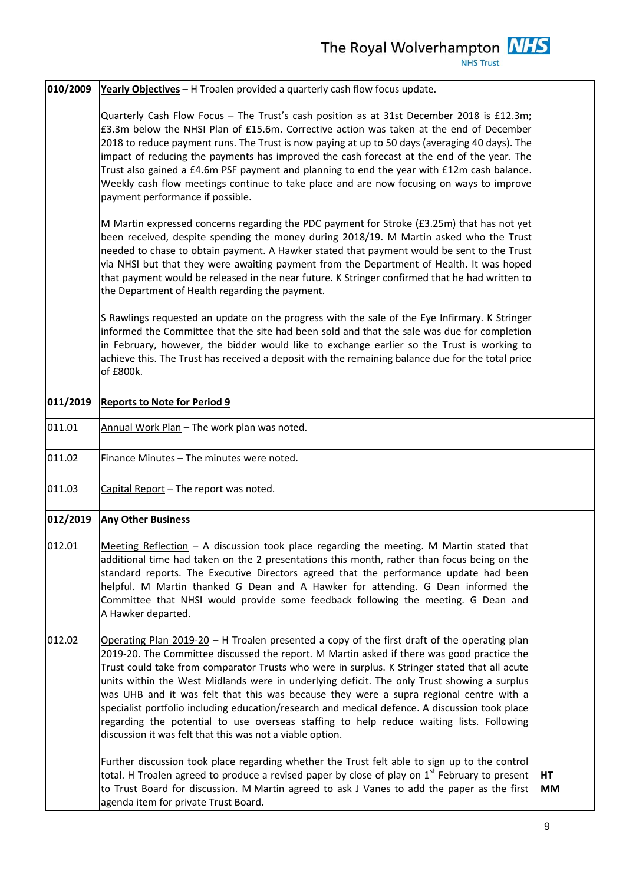| | | |
|---|---|---|
| **010/2009** | **Yearly Objectives** – H Troalen provided a quarterly cash flow focus update.<br><br>Quarterly Cash Flow Focus – The Trust's cash position as at 31st December 2018 is £12.3m; £3.3m below the NHSI Plan of £15.6m. Corrective action was taken at the end of December 2018 to reduce payment runs. The Trust is now paying at up to 50 days (averaging 40 days). The impact of reducing the payments has improved the cash forecast at the end of the year. The Trust also gained a £4.6m PSF payment and planning to end the year with £12m cash balance. Weekly cash flow meetings continue to take place and are now focusing on ways to improve payment performance if possible.<br><br>M Martin expressed concerns regarding the PDC payment for Stroke (£3.25m) that has not yet been received, despite spending the money during 2018/19. M Martin asked who the Trust needed to chase to obtain payment. A Hawker stated that payment would be sent to the Trust via NHSI but that they were awaiting payment from the Department of Health. It was hoped that payment would be released in the near future. K Stringer confirmed that he had written to the Department of Health regarding the payment.<br><br>S Rawlings requested an update on the progress with the sale of the Eye Infirmary. K Stringer informed the Committee that the site had been sold and that the sale was due for completion in February, however, the bidder would like to exchange earlier so the Trust is working to achieve this. The Trust has received a deposit with the remaining balance due for the total price of £800k. | |
| **011/2019** | **Reports to Note for Period 9** | |
| 011.01 | Annual Work Plan – The work plan was noted. | |
| 011.02 | Finance Minutes – The minutes were noted. | |
| 011.03 | Capital Report – The report was noted. | |
| **012/2019**<br><br>012.01 | **Any Other Business**<br><br>Meeting Reflection – A discussion took place regarding the meeting. M Martin stated that additional time had taken on the 2 presentations this month, rather than focus being on the standard reports. The Executive Directors agreed that the performance update had been helpful. M Martin thanked G Dean and A Hawker for attending. G Dean informed the Committee that NHSI would provide some feedback following the meeting. G Dean and A Hawker departed. | |
| 012.02 | Operating Plan 2019-20 – H Troalen presented a copy of the first draft of the operating plan 2019-20. The Committee discussed the report. M Martin asked if there was good practice the Trust could take from comparator Trusts who were in surplus. K Stringer stated that all acute units within the West Midlands were in underlying deficit. The only Trust showing a surplus was UHB and it was felt that this was because they were a supra regional centre with a specialist portfolio including education/research and medical defence. A discussion took place regarding the potential to use overseas staffing to help reduce waiting lists. Following discussion it was felt that this was not a viable option.<br><br>Further discussion took place regarding whether the Trust felt able to sign up to the control total. H Troalen agreed to produce a revised paper by close of play on 1st February to present to Trust Board for discussion. M Martin agreed to ask J Vanes to add the paper as the first agenda item for private Trust Board. | **HT**<br>**MM** |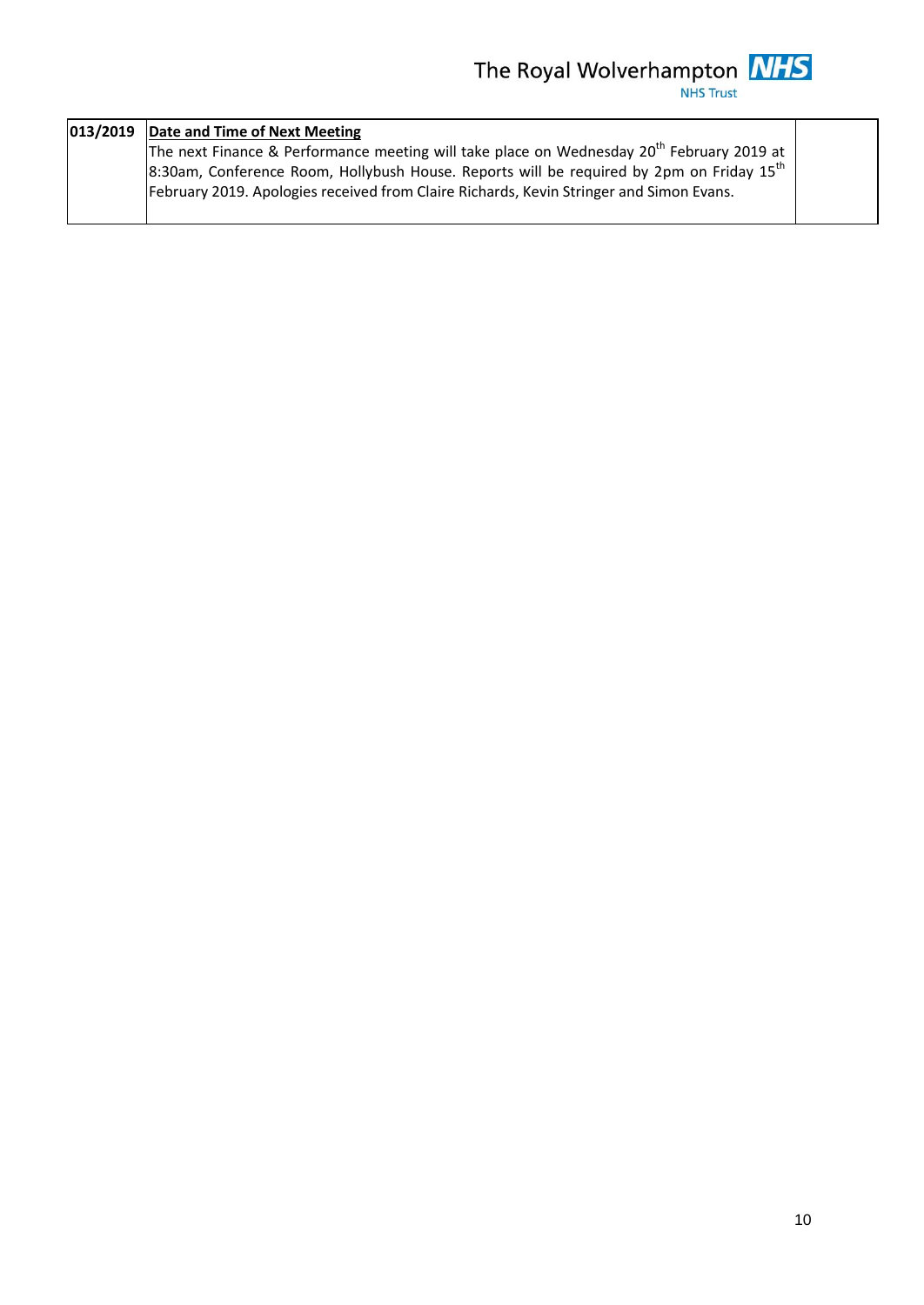| | | |
|---|---|---|
| 013/2019 | **Date and Time of Next Meeting**<br>The next Finance & Performance meeting will take place on Wednesday 20th February 2019 at 8:30am, Conference Room, Hollybush House. Reports will be required by 2pm on Friday 15th February 2019. Apologies received from Claire Richards, Kevin Stringer and Simon Evans. | |